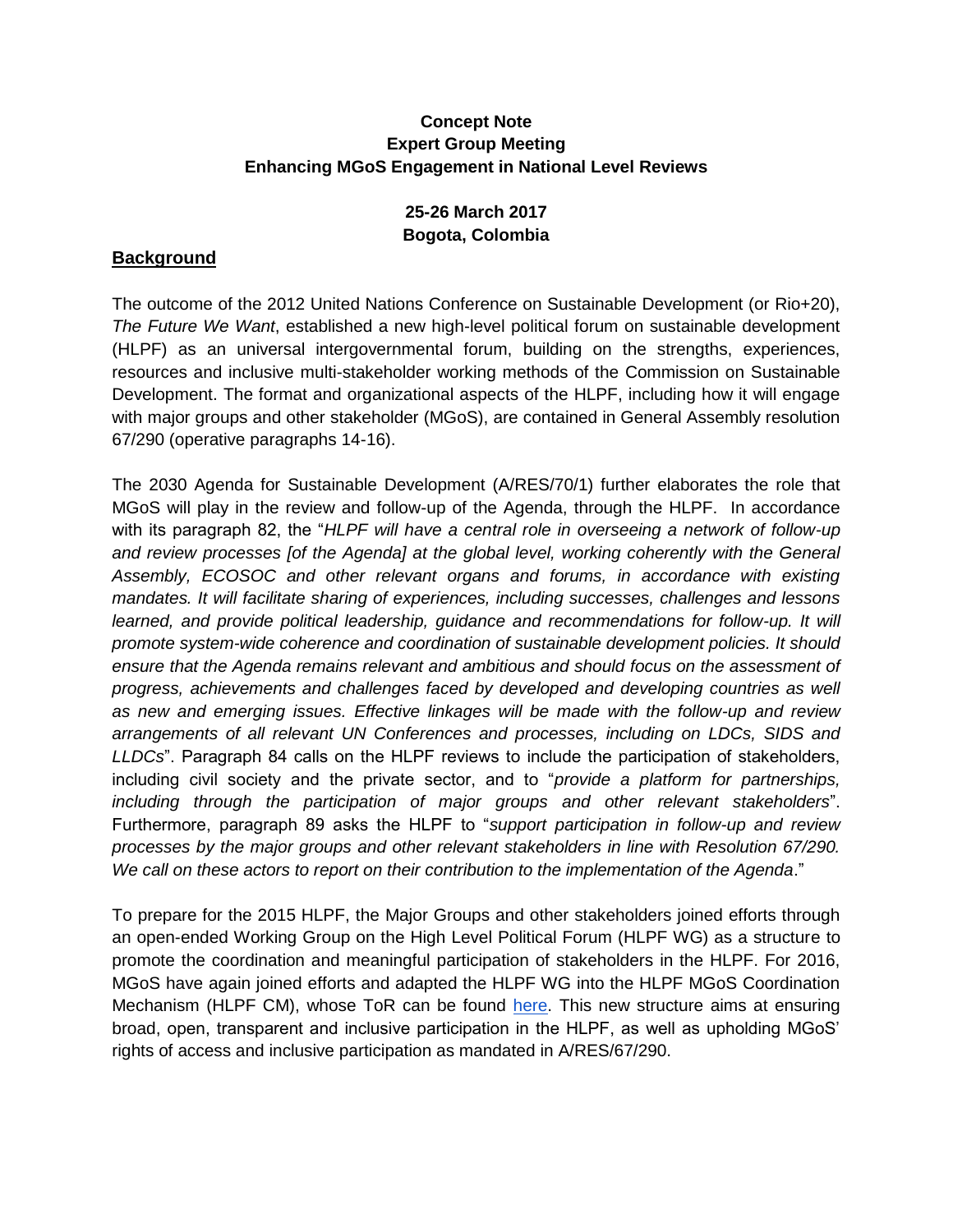**Concept Note**
**Expert Group Meeting**
**Enhancing MGoS Engagement in National Level Reviews**

**25-26 March 2017**
**Bogota, Colombia**

## Background

The outcome of the 2012 United Nations Conference on Sustainable Development (or Rio+20), *The Future We Want*, established a new high-level political forum on sustainable development (HLPF) as an universal intergovernmental forum, building on the strengths, experiences, resources and inclusive multi-stakeholder working methods of the Commission on Sustainable Development. The format and organizational aspects of the HLPF, including how it will engage with major groups and other stakeholder (MGoS), are contained in General Assembly resolution 67/290 (operative paragraphs 14-16).

The 2030 Agenda for Sustainable Development (A/RES/70/1) further elaborates the role that MGoS will play in the review and follow-up of the Agenda, through the HLPF. In accordance with its paragraph 82, the "*HLPF will have a central role in overseeing a network of follow-up and review processes [of the Agenda] at the global level, working coherently with the General Assembly, ECOSOC and other relevant organs and forums, in accordance with existing mandates. It will facilitate sharing of experiences, including successes, challenges and lessons learned, and provide political leadership, guidance and recommendations for follow-up. It will promote system-wide coherence and coordination of sustainable development policies. It should ensure that the Agenda remains relevant and ambitious and should focus on the assessment of progress, achievements and challenges faced by developed and developing countries as well as new and emerging issues. Effective linkages will be made with the follow-up and review arrangements of all relevant UN Conferences and processes, including on LDCs, SIDS and LLDCs*". Paragraph 84 calls on the HLPF reviews to include the participation of stakeholders, including civil society and the private sector, and to "*provide a platform for partnerships, including through the participation of major groups and other relevant stakeholders*". Furthermore, paragraph 89 asks the HLPF to "*support participation in follow-up and review processes by the major groups and other relevant stakeholders in line with Resolution 67/290. We call on these actors to report on their contribution to the implementation of the Agenda*."

To prepare for the 2015 HLPF, the Major Groups and other stakeholders joined efforts through an open-ended Working Group on the High Level Political Forum (HLPF WG) as a structure to promote the coordination and meaningful participation of stakeholders in the HLPF. For 2016, MGoS have again joined efforts and adapted the HLPF WG into the HLPF MGoS Coordination Mechanism (HLPF CM), whose ToR can be found here. This new structure aims at ensuring broad, open, transparent and inclusive participation in the HLPF, as well as upholding MGoS' rights of access and inclusive participation as mandated in A/RES/67/290.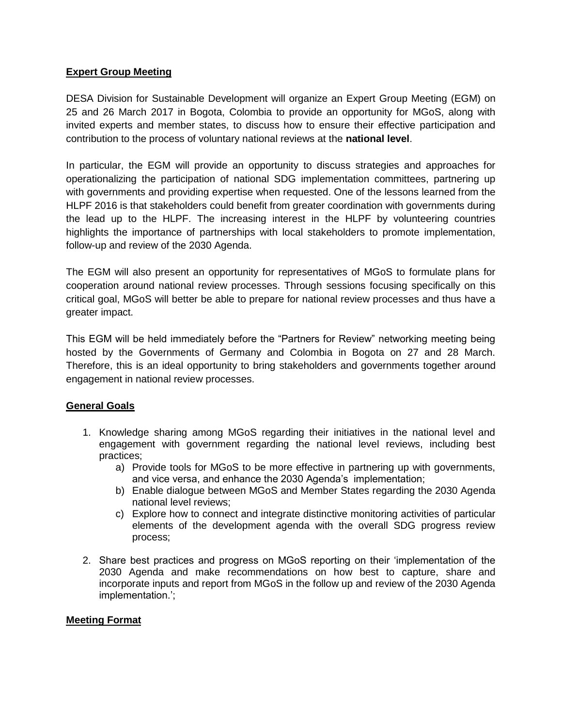**Expert Group Meeting**

DESA Division for Sustainable Development will organize an Expert Group Meeting (EGM) on 25 and 26 March 2017 in Bogota, Colombia to provide an opportunity for MGoS, along with invited experts and member states, to discuss how to ensure their effective participation and contribution to the process of voluntary national reviews at the **national level**.

In particular, the EGM will provide an opportunity to discuss strategies and approaches for operationalizing the participation of national SDG implementation committees, partnering up with governments and providing expertise when requested. One of the lessons learned from the HLPF 2016 is that stakeholders could benefit from greater coordination with governments during the lead up to the HLPF. The increasing interest in the HLPF by volunteering countries highlights the importance of partnerships with local stakeholders to promote implementation, follow-up and review of the 2030 Agenda.

The EGM will also present an opportunity for representatives of MGoS to formulate plans for cooperation around national review processes. Through sessions focusing specifically on this critical goal, MGoS will better be able to prepare for national review processes and thus have a greater impact.

This EGM will be held immediately before the "Partners for Review" networking meeting being hosted by the Governments of Germany and Colombia in Bogota on 27 and 28 March. Therefore, this is an ideal opportunity to bring stakeholders and governments together around engagement in national review processes.

**General Goals**

1. Knowledge sharing among MGoS regarding their initiatives in the national level and engagement with government regarding the national level reviews, including best practices;
   a) Provide tools for MGoS to be more effective in partnering up with governments, and vice versa, and enhance the 2030 Agenda's implementation;
   b) Enable dialogue between MGoS and Member States regarding the 2030 Agenda national level reviews;
   c) Explore how to connect and integrate distinctive monitoring activities of particular elements of the development agenda with the overall SDG progress review process;

2. Share best practices and progress on MGoS reporting on their 'implementation of the 2030 Agenda and make recommendations on how best to capture, share and incorporate inputs and report from MGoS in the follow up and review of the 2030 Agenda implementation.';

**Meeting Format**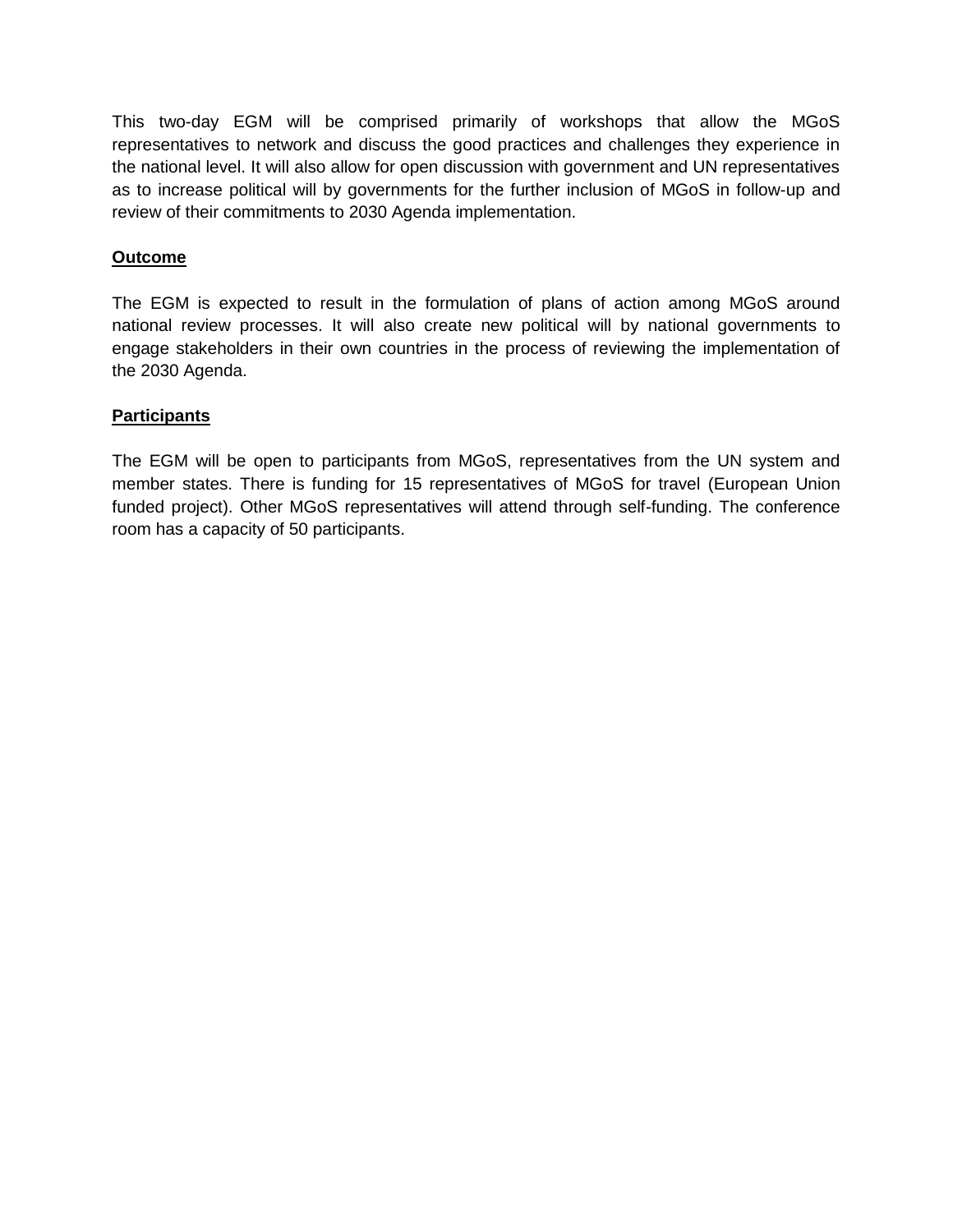This two-day EGM will be comprised primarily of workshops that allow the MGoS representatives to network and discuss the good practices and challenges they experience in the national level. It will also allow for open discussion with government and UN representatives as to increase political will by governments for the further inclusion of MGoS in follow-up and review of their commitments to 2030 Agenda implementation.

**Outcome**

The EGM is expected to result in the formulation of plans of action among MGoS around national review processes. It will also create new political will by national governments to engage stakeholders in their own countries in the process of reviewing the implementation of the 2030 Agenda.

**Participants**

The EGM will be open to participants from MGoS, representatives from the UN system and member states. There is funding for 15 representatives of MGoS for travel (European Union funded project). Other MGoS representatives will attend through self-funding. The conference room has a capacity of 50 participants.